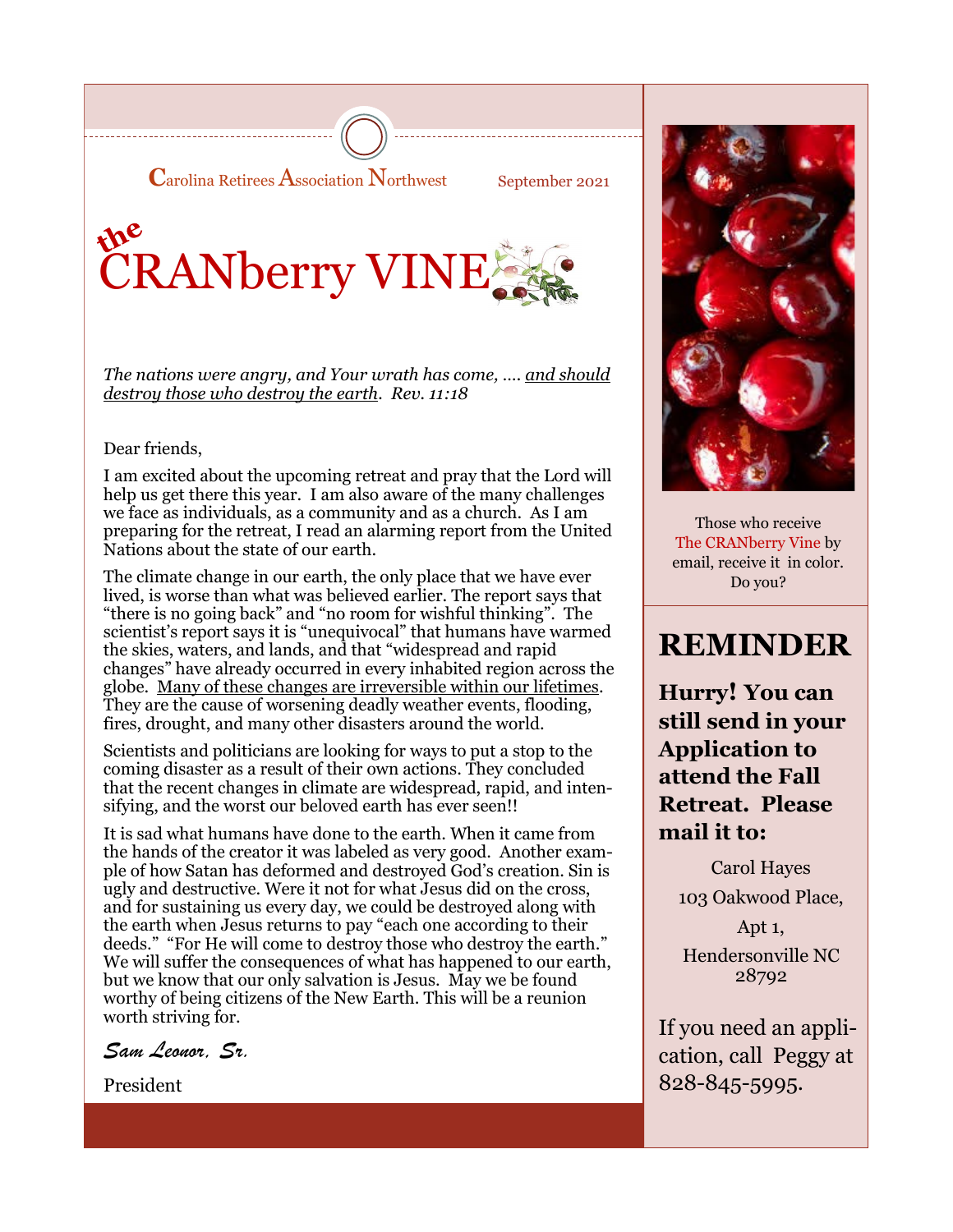Carolina Retirees Association Northwest

September 2021

# the CRANberry VINE

*The nations were angry, and Your wrath has come, .... <u>and should destroy those who destroy the earth</u>. Rev. 11:18*

Dear friends,

I am excited about the upcoming retreat and pray that the Lord will help us get there this year. I am also aware of the many challenges we face as individuals, as a community and as a church. As I am preparing for the retreat, I read an alarming report from the United Nations about the state of our earth.

The climate change in our earth, the only place that we have ever lived, is worse than what was believed earlier. The report says that "there is no going back" and "no room for wishful thinking". The scientist's report says it is "unequivocal" that humans have warmed the skies, waters, and lands, and that "widespread and rapid changes" have already occurred in every inhabited region across the globe. <u>Many of these changes are irreversible within our lifetimes</u>. They are the cause of worsening deadly weather events, flooding, fires, drought, and many other disasters around the world.

Scientists and politicians are looking for ways to put a stop to the coming disaster as a result of their own actions. They concluded that the recent changes in climate are widespread, rapid, and intensifying, and the worst our beloved earth has ever seen!!

It is sad what humans have done to the earth. When it came from the hands of the creator it was labeled as very good. Another example of how Satan has deformed and destroyed God's creation. Sin is ugly and destructive. Were it not for what Jesus did on the cross, and for sustaining us every day, we could be destroyed along with the earth when Jesus returns to pay "each one according to their deeds." "For He will come to destroy those who destroy the earth." We will suffer the consequences of what has happened to our earth, but we know that our only salvation is Jesus. May we be found worthy of being citizens of the New Earth. This will be a reunion worth striving for.

*Sam Leonor, Sr.*

President

Those who receive The CRANberry Vine by email, receive it in color. Do you?

## REMINDER

**Hurry! You can still send in your Application to attend the Fall Retreat. Please mail it to:**

Carol Hayes

103 Oakwood Place,

Apt 1,

Hendersonville NC 28792

If you need an application, call Peggy at 828-845-5995.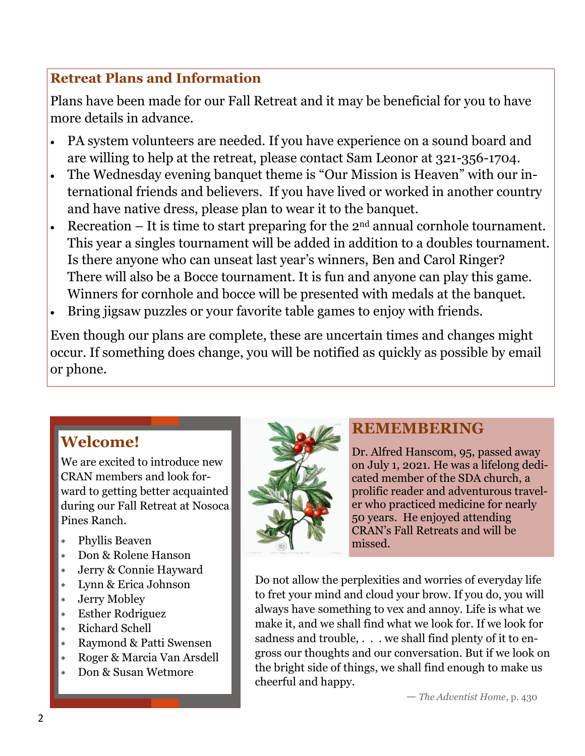## Retreat Plans and Information

Plans have been made for our Fall Retreat and it may be beneficial for you to have more details in advance.

- PA system volunteers are needed. If you have experience on a sound board and are willing to help at the retreat, please contact Sam Leonor at 321-356-1704.
- The Wednesday evening banquet theme is "Our Mission is Heaven" with our international friends and believers. If you have lived or worked in another country and have native dress, please plan to wear it to the banquet.
- Recreation – It is time to start preparing for the 2nd annual cornhole tournament. This year a singles tournament will be added in addition to a doubles tournament. Is there anyone who can unseat last year's winners, Ben and Carol Ringer? There will also be a Bocce tournament. It is fun and anyone can play this game. Winners for cornhole and bocce will be presented with medals at the banquet.
- Bring jigsaw puzzles or your favorite table games to enjoy with friends.

Even though our plans are complete, these are uncertain times and changes might occur. If something does change, you will be notified as quickly as possible by email or phone.

## Welcome!

We are excited to introduce new CRAN members and look forward to getting better acquainted during our Fall Retreat at Nosoca Pines Ranch.

- Phyllis Beaven
- Don & Rolene Hanson
- Jerry & Connie Hayward
- Lynn & Erica Johnson
- Jerry Mobley
- Esther Rodriguez
- Richard Schell
- Raymond & Patti Swensen
- Roger & Marcia Van Arsdell
- Don & Susan Wetmore

## REMEMBERING

Dr. Alfred Hanscom, 95, passed away on July 1, 2021. He was a lifelong dedicated member of the SDA church, a prolific reader and adventurous traveler who practiced medicine for nearly 50 years. He enjoyed attending CRAN's Fall Retreats and will be missed.

Do not allow the perplexities and worries of everyday life to fret your mind and cloud your brow. If you do, you will always have something to vex and annoy. Life is what we make it, and we shall find what we look for. If we look for sadness and trouble, . . . we shall find plenty of it to engross our thoughts and our conversation. But if we look on the bright side of things, we shall find enough to make us cheerful and happy.

— *The Adventist Home*, p. 430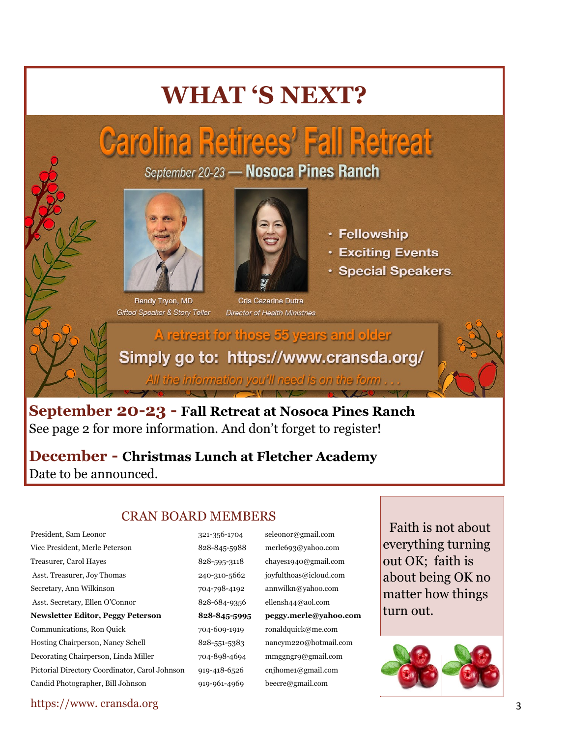# WHAT 'S NEXT?

## Carolina Retirees' Fall Retreat

September 20-23 — **Nosoca Pines Ranch**

Randy Tryon, MD
*Gifted Speaker & Story Teller*

Cris Cazarine Dutra
*Director of Health Ministries*

- Fellowship
- Exciting Events
- Special Speakers.

A retreat for those 55 years and older

**Simply go to: https://www.cransda.org/**

*All the information you'll need is on the form . . .*

**September 20-23 - Fall Retreat at Nosoca Pines Ranch**
See page 2 for more information. And don't forget to register!

**December - Christmas Lunch at Fletcher Academy**
Date to be announced.

## CRAN BOARD MEMBERS

| | | |
|---|---|---|
| President, Sam Leonor | 321-356-1704 | seleonor@gmail.com |
| Vice President, Merle Peterson | 828-845-5988 | merle693@yahoo.com |
| Treasurer, Carol Hayes | 828-595-3118 | chayes1940@gmail.com |
| Asst. Treasurer, Joy Thomas | 240-310-5662 | joyfulthoas@icloud.com |
| Secretary, Ann Wilkinson | 704-798-4192 | annwilkn@yahoo.com |
| Asst. Secretary, Ellen O'Connor | 828-684-9356 | ellensh44@aol.com |
| **Newsletter Editor, Peggy Peterson** | **828-845-5995** | **peggy.merle@yahoo.com** |
| Communications, Ron Quick | 704-609-1919 | ronaldquick@me.com |
| Hosting Chairperson, Nancy Schell | 828-551-5383 | nancym220@hotmail.com |
| Decorating Chairperson, Linda Miller | 704-898-4694 | mmggngr9@gmail.com |
| Pictorial Directory Coordinator, Carol Johnson | 919-418-6526 | cnjhome1@gmail.com |
| Candid Photographer, Bill Johnson | 919-961-4969 | beecre@gmail.com |

Faith is not about everything turning out OK; faith is about being OK no matter how things turn out.

https://www. cransda.org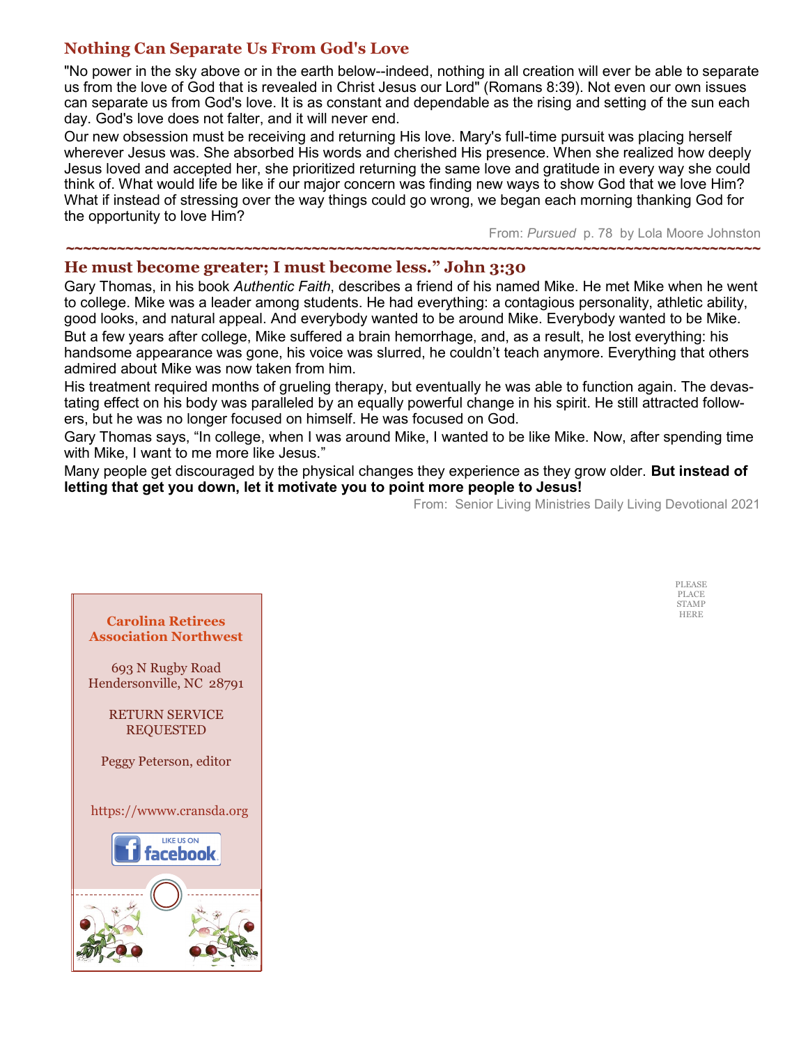## Nothing Can Separate Us From God's Love

"No power in the sky above or in the earth below--indeed, nothing in all creation will ever be able to separate us from the love of God that is revealed in Christ Jesus our Lord" (Romans 8:39). Not even our own issues can separate us from God's love. It is as constant and dependable as the rising and setting of the sun each day. God's love does not falter, and it will never end.

Our new obsession must be receiving and returning His love. Mary's full-time pursuit was placing herself wherever Jesus was. She absorbed His words and cherished His presence. When she realized how deeply Jesus loved and accepted her, she prioritized returning the same love and gratitude in every way she could think of. What would life be like if our major concern was finding new ways to show God that we love Him? What if instead of stressing over the way things could go wrong, we began each morning thanking God for the opportunity to love Him?

From: *Pursued* p. 78 by Lola Moore Johnston

~~~~~~~~~~~~~~~~~~~~~~~~~~~~~~~~~~~~~~~~~~~~~~~~~~~~~~~~~~~~~~~~~~~~~~~~~~~~~~~~~~~~~~~~~~~~~~~

## He must become greater; I must become less." John 3:30

Gary Thomas, in his book *Authentic Faith*, describes a friend of his named Mike. He met Mike when he went to college. Mike was a leader among students. He had everything: a contagious personality, athletic ability, good looks, and natural appeal. And everybody wanted to be around Mike. Everybody wanted to be Mike.

But a few years after college, Mike suffered a brain hemorrhage, and, as a result, he lost everything: his handsome appearance was gone, his voice was slurred, he couldn't teach anymore. Everything that others admired about Mike was now taken from him.

His treatment required months of grueling therapy, but eventually he was able to function again. The devastating effect on his body was paralleled by an equally powerful change in his spirit. He still attracted followers, but he was no longer focused on himself. He was focused on God.

Gary Thomas says, "In college, when I was around Mike, I wanted to be like Mike. Now, after spending time with Mike, I want to me more like Jesus."

Many people get discouraged by the physical changes they experience as they grow older. **But instead of letting that get you down, let it motivate you to point more people to Jesus!**

From: Senior Living Ministries Daily Living Devotional 2021

PLEASE
PLACE
STAMP
HERE

**Carolina Retirees Association Northwest**

693 N Rugby Road
Hendersonville, NC 28791

RETURN SERVICE REQUESTED

Peggy Peterson, editor

https://wwww.cransda.org

LIKE US ON facebook